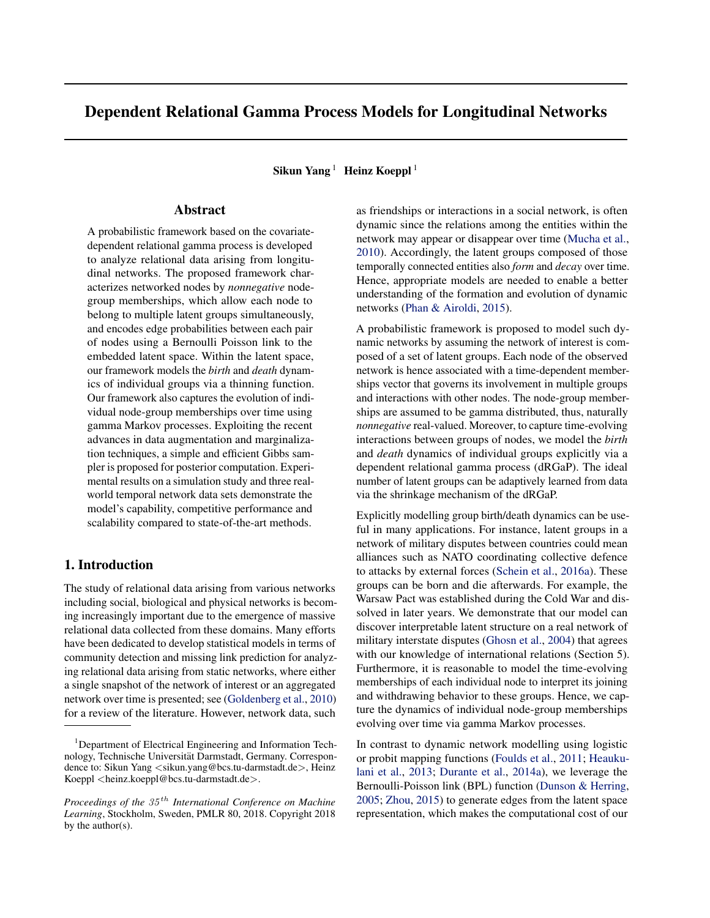# Dependent Relational Gamma Process Models for Longitudinal Networks

**Sikun Yang** [1] **Heinz Koeppl** [1]

## Abstract

A probabilistic framework based on the covariate-dependent relational gamma process is developed to analyze relational data arising from longitudinal networks. The proposed framework characterizes networked nodes by *nonnegative* node-group memberships, which allow each node to belong to multiple latent groups simultaneously, and encodes edge probabilities between each pair of nodes using a Bernoulli Poisson link to the embedded latent space. Within the latent space, our framework models the *birth* and *death* dynamics of individual groups via a thinning function. Our framework also captures the evolution of individual node-group memberships over time using gamma Markov processes. Exploiting the recent advances in data augmentation and marginalization techniques, a simple and efficient Gibbs sampler is proposed for posterior computation. Experimental results on a simulation study and three real-world temporal network data sets demonstrate the model's capability, competitive performance and scalability compared to state-of-the-art methods.

## 1. Introduction

The study of relational data arising from various networks including social, biological and physical networks is becoming increasingly important due to the emergence of massive relational data collected from these domains. Many efforts have been dedicated to develop statistical models in terms of community detection and missing link prediction for analyzing relational data arising from static networks, where either a single snapshot of the network of interest or an aggregated network over time is presented; see (Goldenberg et al., 2010) for a review of the literature. However, network data, such as friendships or interactions in a social network, is often dynamic since the relations among the entities within the network may appear or disappear over time (Mucha et al., 2010). Accordingly, the latent groups composed of those temporally connected entities also *form* and *decay* over time. Hence, appropriate models are needed to enable a better understanding of the formation and evolution of dynamic networks (Phan & Airoldi, 2015).

A probabilistic framework is proposed to model such dynamic networks by assuming the network of interest is composed of a set of latent groups. Each node of the observed network is hence associated with a time-dependent memberships vector that governs its involvement in multiple groups and interactions with other nodes. The node-group memberships are assumed to be gamma distributed, thus, naturally *nonnegative* real-valued. Moreover, to capture time-evolving interactions between groups of nodes, we model the *birth* and *death* dynamics of individual groups explicitly via a dependent relational gamma process (dRGaP). The ideal number of latent groups can be adaptively learned from data via the shrinkage mechanism of the dRGaP.

Explicitly modelling group birth/death dynamics can be useful in many applications. For instance, latent groups in a network of military disputes between countries could mean alliances such as NATO coordinating collective defence to attacks by external forces (Schein et al., 2016a). These groups can be born and die afterwards. For example, the Warsaw Pact was established during the Cold War and dissolved in later years. We demonstrate that our model can discover interpretable latent structure on a real network of military interstate disputes (Ghosn et al., 2004) that agrees with our knowledge of international relations (Section 5). Furthermore, it is reasonable to model the time-evolving memberships of each individual node to interpret its joining and withdrawing behavior to these groups. Hence, we capture the dynamics of individual node-group memberships evolving over time via gamma Markov processes.

In contrast to dynamic network modelling using logistic or probit mapping functions (Foulds et al., 2011; Heaukulani et al., 2013; Durante et al., 2014a), we leverage the Bernoulli-Poisson link (BPL) function (Dunson & Herring, 2005; Zhou, 2015) to generate edges from the latent space representation, which makes the computational cost of our

[1] Department of Electrical Engineering and Information Technology, Technische Universität Darmstadt, Germany. Correspondence to: Sikun Yang <sikun.yang@bcs.tu-darmstadt.de>, Heinz Koeppl <heinz.koeppl@bcs.tu-darmstadt.de>.

*Proceedings of the $35^{th}$ International Conference on Machine Learning*, Stockholm, Sweden, PMLR 80, 2018. Copyright 2018 by the author(s).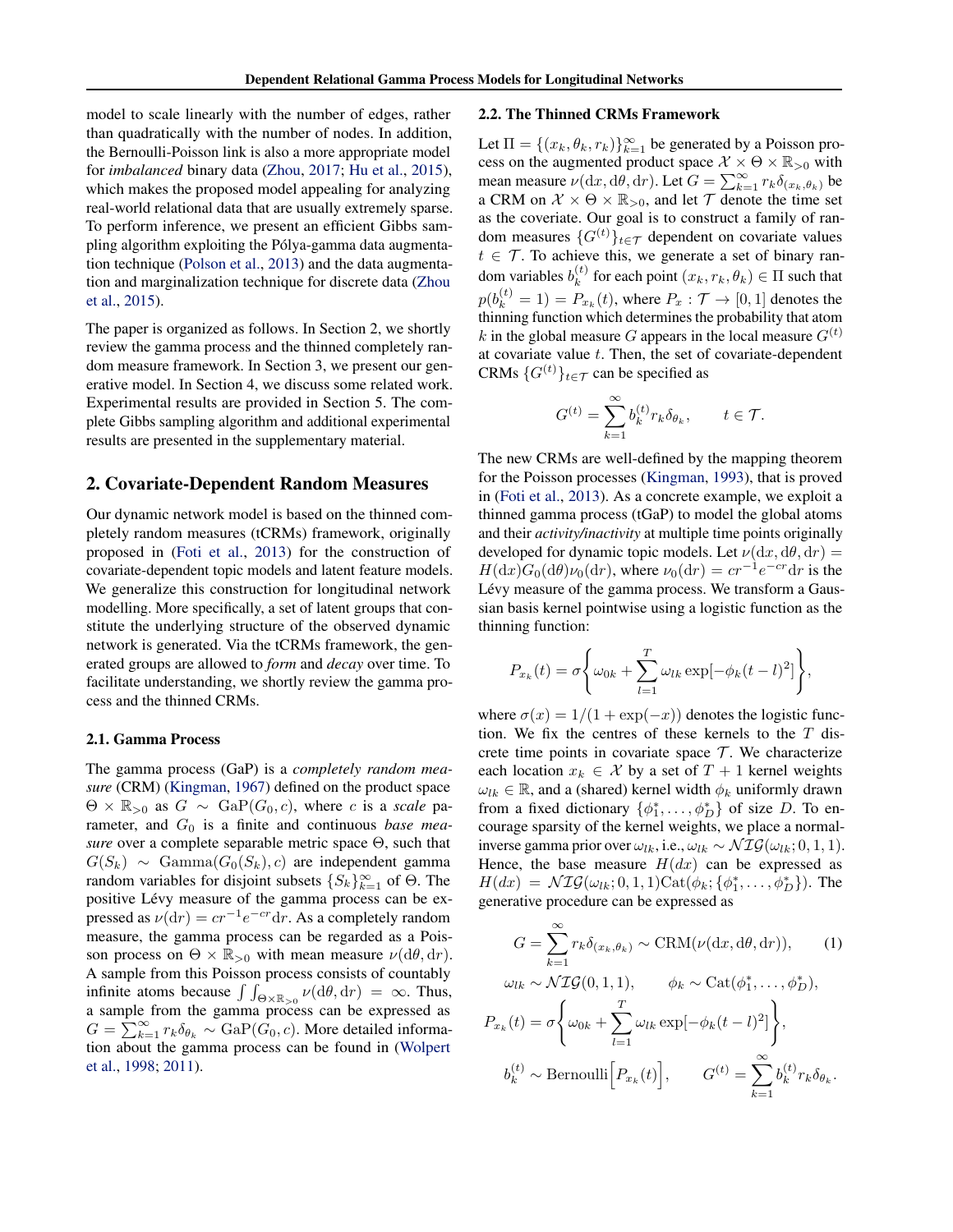model to scale linearly with the number of edges, rather than quadratically with the number of nodes. In addition, the Bernoulli-Poisson link is also a more appropriate model for *imbalanced* binary data (Zhou, 2017; Hu et al., 2015), which makes the proposed model appealing for analyzing real-world relational data that are usually extremely sparse. To perform inference, we present an efficient Gibbs sampling algorithm exploiting the Pólya-gamma data augmentation technique (Polson et al., 2013) and the data augmentation and marginalization technique for discrete data (Zhou et al., 2015).

The paper is organized as follows. In Section 2, we shortly review the gamma process and the thinned completely random measure framework. In Section 3, we present our generative model. In Section 4, we discuss some related work. Experimental results are provided in Section 5. The complete Gibbs sampling algorithm and additional experimental results are presented in the supplementary material.

## 2. Covariate-Dependent Random Measures

Our dynamic network model is based on the thinned completely random measures (tCRMs) framework, originally proposed in (Foti et al., 2013) for the construction of covariate-dependent topic models and latent feature models. We generalize this construction for longitudinal network modelling. More specifically, a set of latent groups that constitute the underlying structure of the observed dynamic network is generated. Via the tCRMs framework, the generated groups are allowed to *form* and *decay* over time. To facilitate understanding, we shortly review the gamma process and the thinned CRMs.

### 2.1. Gamma Process

The gamma process (GaP) is a *completely random measure* (CRM) (Kingman, 1967) defined on the product space $\Theta \times \mathbb{R}_{>0}$ as $G \sim \text{GaP}(G_0, c)$, where $c$ is a *scale* parameter, and $G_0$ is a finite and continuous *base measure* over a complete separable metric space $\Theta$, such that $G(S_k) \sim \text{Gamma}(G_0(S_k), c)$ are independent gamma random variables for disjoint subsets $\{S_k\}_{k=1}^{\infty}$ of $\Theta$. The positive Lévy measure of the gamma process can be expressed as $\nu(\mathrm{d}r) = cr^{-1}e^{-cr}\mathrm{d}r$. As a completely random measure, the gamma process can be regarded as a Poisson process on $\Theta \times \mathbb{R}_{>0}$ with mean measure $\nu(\mathrm{d}\theta, \mathrm{d}r)$. A sample from this Poisson process consists of countably infinite atoms because $\int\int_{\Theta \times \mathbb{R}_{>0}} \nu(\mathrm{d}\theta, \mathrm{d}r) = \infty$. Thus, a sample from the gamma process can be expressed as $G = \sum_{k=1}^{\infty} r_k \delta_{\theta_k} \sim \text{GaP}(G_0, c)$. More detailed information about the gamma process can be found in (Wolpert et al., 1998; 2011).

### 2.2. The Thinned CRMs Framework

Let $\Pi = \{(x_k, \theta_k, r_k)\}_{k=1}^{\infty}$ be generated by a Poisson process on the augmented product space $\mathcal{X} \times \Theta \times \mathbb{R}_{>0}$ with mean measure $\nu(\mathrm{d}x, \mathrm{d}\theta, \mathrm{d}r)$. Let $G = \sum_{k=1}^{\infty} r_k \delta_{(x_k, \theta_k)}$ be a CRM on $\mathcal{X} \times \Theta \times \mathbb{R}_{>0}$, and let $\mathcal{T}$ denote the time set as the coveriate. Our goal is to construct a family of random measures $\{G^{(t)}\}_{t \in \mathcal{T}}$ dependent on covariate values $t \in \mathcal{T}$. To achieve this, we generate a set of binary random variables $b_k^{(t)}$ for each point $(x_k, r_k, \theta_k) \in \Pi$ such that $p(b_k^{(t)} = 1) = P_{x_k}(t)$, where $P_x : \mathcal{T} \to [0, 1]$ denotes the thinning function which determines the probability that atom $k$ in the global measure $G$ appears in the local measure $G^{(t)}$ at covariate value $t$. Then, the set of covariate-dependent CRMs $\{G^{(t)}\}_{t \in \mathcal{T}}$ can be specified as

$$G^{(t)} = \sum_{k=1}^{\infty} b_k^{(t)} r_k \delta_{\theta_k}, \qquad t \in \mathcal{T}.$$

The new CRMs are well-defined by the mapping theorem for the Poisson processes (Kingman, 1993), that is proved in (Foti et al., 2013). As a concrete example, we exploit a thinned gamma process (tGaP) to model the global atoms and their *activity/inactivity* at multiple time points originally developed for dynamic topic models. Let $\nu(\mathrm{d}x, \mathrm{d}\theta, \mathrm{d}r) = H(\mathrm{d}x)G_0(\mathrm{d}\theta)\nu_0(\mathrm{d}r)$, where $\nu_0(\mathrm{d}r) = cr^{-1}e^{-cr}\mathrm{d}r$ is the Lévy measure of the gamma process. We transform a Gaussian basis kernel pointwise using a logistic function as the thinning function:

$$P_{x_k}(t) = \sigma\left\{\omega_{0k} + \sum_{l=1}^{T} \omega_{lk} \exp[-\phi_k(t-l)^2]\right\},$$

where $\sigma(x) = 1/(1 + \exp(-x))$ denotes the logistic function. We fix the centres of these kernels to the $T$ discrete time points in covariate space $\mathcal{T}$. We characterize each location $x_k \in \mathcal{X}$ by a set of $T + 1$ kernel weights $\omega_{lk} \in \mathbb{R}$, and a (shared) kernel width $\phi_k$ uniformly drawn from a fixed dictionary $\{\phi_1^*, \ldots, \phi_D^*\}$ of size $D$. To encourage sparsity of the kernel weights, we place a normal-inverse gamma prior over $\omega_{lk}$, i.e., $\omega_{lk} \sim \mathcal{NIG}(\omega_{lk}; 0, 1, 1)$. Hence, the base measure $H(dx)$ can be expressed as $H(dx) = \mathcal{NIG}(\omega_{lk}; 0, 1, 1)\text{Cat}(\phi_k; \{\phi_1^*, \ldots, \phi_D^*\})$. The generative procedure can be expressed as

$$G = \sum_{k=1}^{\infty} r_k \delta_{(x_k, \theta_k)} \sim \text{CRM}(\nu(\mathrm{d}x, \mathrm{d}\theta, \mathrm{d}r)), \tag{1}$$

$$\omega_{lk} \sim \mathcal{NIG}(0, 1, 1), \qquad \phi_k \sim \text{Cat}(\phi_1^*, \ldots, \phi_D^*),$$

$$P_{x_k}(t) = \sigma\left\{\omega_{0k} + \sum_{l=1}^{T} \omega_{lk} \exp[-\phi_k(t-l)^2]\right\},$$

$$b_k^{(t)} \sim \text{Bernoulli}\Big[P_{x_k}(t)\Big], \qquad G^{(t)} = \sum_{k=1}^{\infty} b_k^{(t)} r_k \delta_{\theta_k}.$$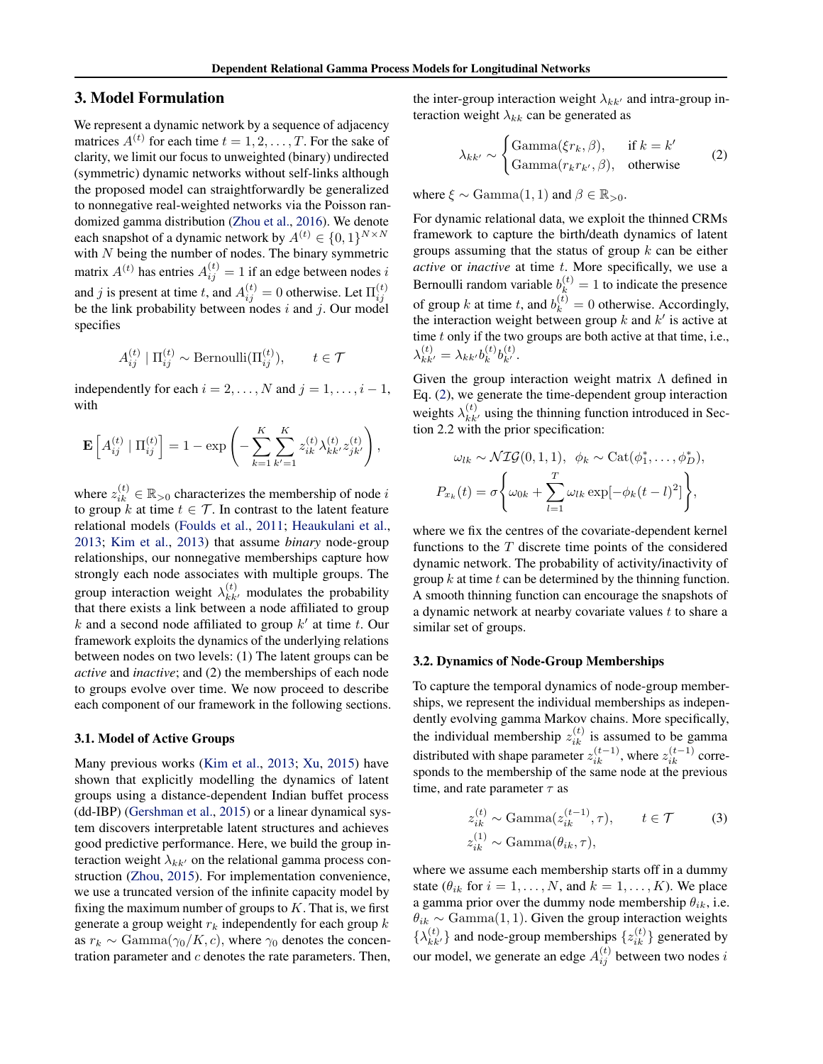## 3. Model Formulation

We represent a dynamic network by a sequence of adjacency matrices $A^{(t)}$ for each time $t = 1, 2, \ldots, T$. For the sake of clarity, we limit our focus to unweighted (binary) undirected (symmetric) dynamic networks without self-links although the proposed model can straightforwardly be generalized to nonnegative real-weighted networks via the Poisson randomized gamma distribution (Zhou et al., 2016). We denote each snapshot of a dynamic network by $A^{(t)} \in \{0, 1\}^{N \times N}$ with $N$ being the number of nodes. The binary symmetric matrix $A^{(t)}$ has entries $A_{ij}^{(t)} = 1$ if an edge between nodes $i$ and $j$ is present at time $t$, and $A_{ij}^{(t)} = 0$ otherwise. Let $\Pi_{ij}^{(t)}$ be the link probability between nodes $i$ and $j$. Our model specifies

$$A_{ij}^{(t)} \mid \Pi_{ij}^{(t)} \sim \text{Bernoulli}(\Pi_{ij}^{(t)}), \qquad t \in \mathcal{T}$$

independently for each $i = 2, \ldots, N$ and $j = 1, \ldots, i-1$, with

$$\mathbf{E}\left[A_{ij}^{(t)} \mid \Pi_{ij}^{(t)}\right] = 1 - \exp\left(-\sum_{k=1}^{K}\sum_{k'=1}^{K} z_{ik}^{(t)} \lambda_{kk'}^{(t)} z_{jk'}^{(t)}\right),$$

where $z_{ik}^{(t)} \in \mathbb{R}_{>0}$ characterizes the membership of node $i$ to group $k$ at time $t \in \mathcal{T}$. In contrast to the latent feature relational models (Foulds et al., 2011; Heaukulani et al., 2013; Kim et al., 2013) that assume *binary* node-group relationships, our nonnegative memberships capture how strongly each node associates with multiple groups. The group interaction weight $\lambda_{kk'}^{(t)}$ modulates the probability that there exists a link between a node affiliated to group $k$ and a second node affiliated to group $k'$ at time $t$. Our framework exploits the dynamics of the underlying relations between nodes on two levels: (1) The latent groups can be *active* and *inactive*; and (2) the memberships of each node to groups evolve over time. We now proceed to describe each component of our framework in the following sections.

### 3.1. Model of Active Groups

Many previous works (Kim et al., 2013; Xu, 2015) have shown that explicitly modelling the dynamics of latent groups using a distance-dependent Indian buffet process (dd-IBP) (Gershman et al., 2015) or a linear dynamical system discovers interpretable latent structures and achieves good predictive performance. Here, we build the group interaction weight $\lambda_{kk'}$ on the relational gamma process construction (Zhou, 2015). For implementation convenience, we use a truncated version of the infinite capacity model by fixing the maximum number of groups to $K$. That is, we first generate a group weight $r_k$ independently for each group $k$ as $r_k \sim \text{Gamma}(\gamma_0/K, c)$, where $\gamma_0$ denotes the concentration parameter and $c$ denotes the rate parameters. Then, the inter-group interaction weight $\lambda_{kk'}$ and intra-group interaction weight $\lambda_{kk}$ can be generated as

$$\lambda_{kk'} \sim \begin{cases} \text{Gamma}(\xi r_k, \beta), & \text{if } k = k' \\ \text{Gamma}(r_k r_{k'}, \beta), & \text{otherwise} \end{cases} \tag{2}$$

where $\xi \sim \text{Gamma}(1, 1)$ and $\beta \in \mathbb{R}_{>0}$.

For dynamic relational data, we exploit the thinned CRMs framework to capture the birth/death dynamics of latent groups assuming that the status of group $k$ can be either *active* or *inactive* at time $t$. More specifically, we use a Bernoulli random variable $b_k^{(t)} = 1$ to indicate the presence of group $k$ at time $t$, and $b_k^{(t)} = 0$ otherwise. Accordingly, the interaction weight between group $k$ and $k'$ is active at time $t$ only if the two groups are both active at that time, i.e., $\lambda_{kk'}^{(t)} = \lambda_{kk'} b_k^{(t)} b_{k'}^{(t)}$.

Given the group interaction weight matrix $\Lambda$ defined in Eq. (2), we generate the time-dependent group interaction weights $\lambda_{kk'}^{(t)}$ using the thinning function introduced in Section 2.2 with the prior specification:

$$\omega_{lk} \sim \mathcal{NIG}(0, 1, 1), \;\; \phi_k \sim \text{Cat}(\phi_1^*, \ldots, \phi_D^*),$$

$$P_{x_k}(t) = \sigma\left\{\omega_{0k} + \sum_{l=1}^{T} \omega_{lk} \exp[-\phi_k (t-l)^2]\right\},$$

where we fix the centres of the covariate-dependent kernel functions to the $T$ discrete time points of the considered dynamic network. The probability of activity/inactivity of group $k$ at time $t$ can be determined by the thinning function. A smooth thinning function can encourage the snapshots of a dynamic network at nearby covariate values $t$ to share a similar set of groups.

### 3.2. Dynamics of Node-Group Memberships

To capture the temporal dynamics of node-group memberships, we represent the individual memberships as independently evolving gamma Markov chains. More specifically, the individual membership $z_{ik}^{(t)}$ is assumed to be gamma distributed with shape parameter $z_{ik}^{(t-1)}$, where $z_{ik}^{(t-1)}$ corresponds to the membership of the same node at the previous time, and rate parameter $\tau$ as

$$\begin{aligned} z_{ik}^{(t)} &\sim \text{Gamma}(z_{ik}^{(t-1)}, \tau), \qquad t \in \mathcal{T} \\ z_{ik}^{(1)} &\sim \text{Gamma}(\theta_{ik}, \tau), \end{aligned} \tag{3}$$

where we assume each membership starts off in a dummy state ($\theta_{ik}$ for $i = 1, \ldots, N$, and $k = 1, \ldots, K$). We place a gamma prior over the dummy node membership $\theta_{ik}$, i.e. $\theta_{ik} \sim \text{Gamma}(1, 1)$. Given the group interaction weights $\{\lambda_{kk'}^{(t)}\}$ and node-group memberships $\{z_{ik}^{(t)}\}$ generated by our model, we generate an edge $A_{ij}^{(t)}$ between two nodes $i$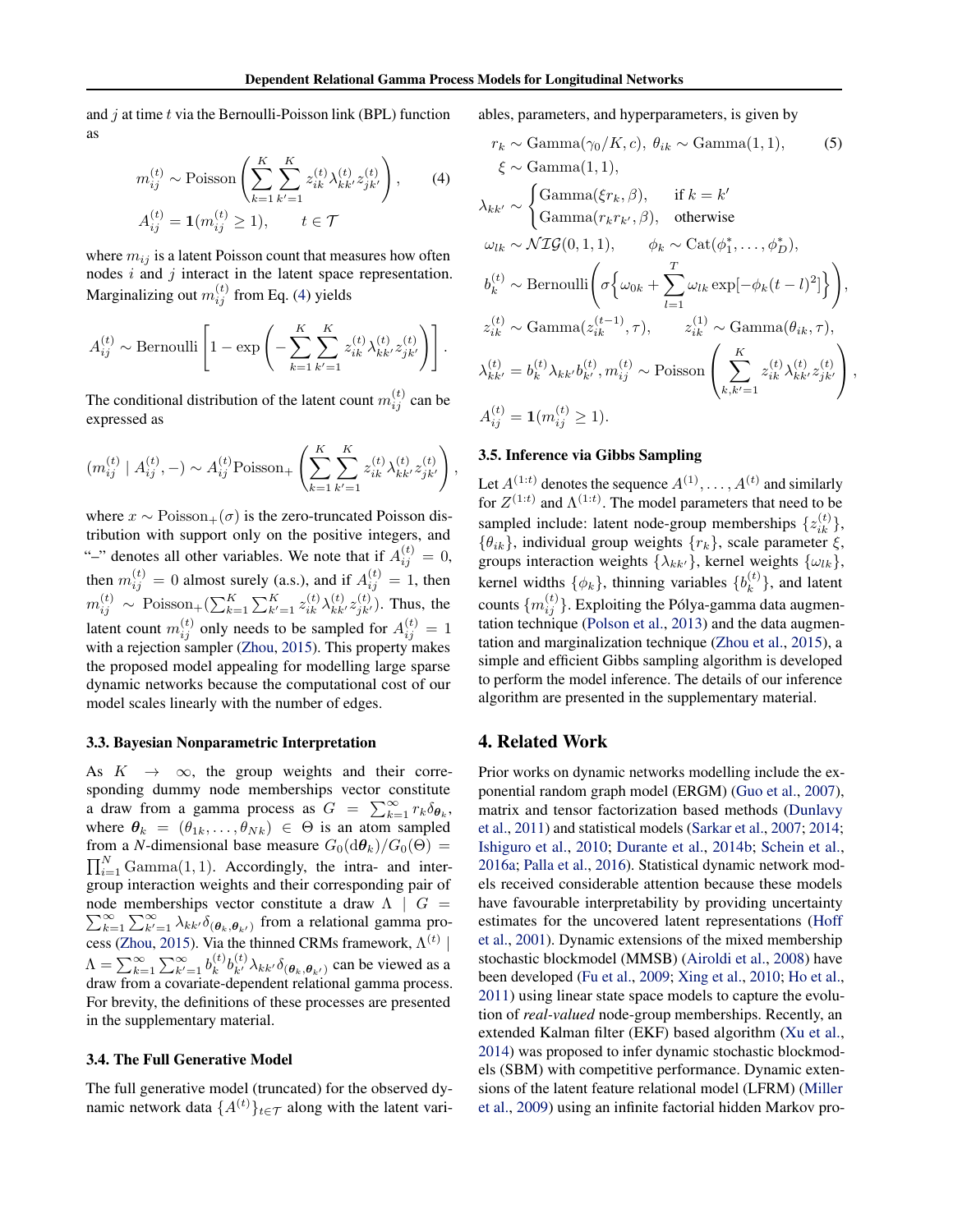and $j$ at time $t$ via the Bernoulli-Poisson link (BPL) function as

$$m_{ij}^{(t)} \sim \text{Poisson}\left(\sum_{k=1}^{K}\sum_{k'=1}^{K} z_{ik}^{(t)} \lambda_{kk'}^{(t)} z_{jk'}^{(t)}\right), \tag{4}$$
$$A_{ij}^{(t)} = \mathbf{1}(m_{ij}^{(t)} \geq 1), \qquad t \in \mathcal{T}$$

where $m_{ij}$ is a latent Poisson count that measures how often nodes $i$ and $j$ interact in the latent space representation. Marginalizing out $m_{ij}^{(t)}$ from Eq. (4) yields

$$A_{ij}^{(t)} \sim \text{Bernoulli}\left[1 - \exp\left(-\sum_{k=1}^{K}\sum_{k'=1}^{K} z_{ik}^{(t)} \lambda_{kk'}^{(t)} z_{jk'}^{(t)}\right)\right].$$

The conditional distribution of the latent count $m_{ij}^{(t)}$ can be expressed as

$$(m_{ij}^{(t)} \mid A_{ij}^{(t)}, -) \sim A_{ij}^{(t)} \text{Poisson}_{+}\left(\sum_{k=1}^{K}\sum_{k'=1}^{K} z_{ik}^{(t)} \lambda_{kk'}^{(t)} z_{jk'}^{(t)}\right),$$

where $x \sim \text{Poisson}_{+}(\sigma)$ is the zero-truncated Poisson distribution with support only on the positive integers, and "–" denotes all other variables. We note that if $A_{ij}^{(t)} = 0$, then $m_{ij}^{(t)} = 0$ almost surely (a.s.), and if $A_{ij}^{(t)} = 1$, then $m_{ij}^{(t)} \sim \text{Poisson}_{+}(\sum_{k=1}^{K}\sum_{k'=1}^{K} z_{ik}^{(t)} \lambda_{kk'}^{(t)} z_{jk'}^{(t)})$. Thus, the latent count $m_{ij}^{(t)}$ only needs to be sampled for $A_{ij}^{(t)} = 1$ with a rejection sampler (Zhou, 2015). This property makes the proposed model appealing for modelling large sparse dynamic networks because the computational cost of our model scales linearly with the number of edges.

### 3.3. Bayesian Nonparametric Interpretation

As $K \to \infty$, the group weights and their corresponding dummy node memberships vector constitute a draw from a gamma process as $G = \sum_{k=1}^{\infty} r_k \delta_{\boldsymbol{\theta}_k}$, where $\boldsymbol{\theta}_k = (\theta_{1k}, \ldots, \theta_{Nk}) \in \Theta$ is an atom sampled from a $N$-dimensional base measure $G_0(\mathrm{d}\boldsymbol{\theta}_k)/G_0(\Theta) = \prod_{i=1}^{N} \text{Gamma}(1, 1)$. Accordingly, the intra- and inter-group interaction weights and their corresponding pair of node memberships vector constitute a draw $\Lambda \mid G = \sum_{k=1}^{\infty}\sum_{k'=1}^{\infty} \lambda_{kk'} \delta_{(\boldsymbol{\theta}_k, \boldsymbol{\theta}_{k'})}$ from a relational gamma process (Zhou, 2015). Via the thinned CRMs framework, $\Lambda^{(t)} \mid \Lambda = \sum_{k=1}^{\infty}\sum_{k'=1}^{\infty} b_k^{(t)} b_{k'}^{(t)} \lambda_{kk'} \delta_{(\boldsymbol{\theta}_k, \boldsymbol{\theta}_{k'})}$ can be viewed as a draw from a covariate-dependent relational gamma process. For brevity, the definitions of these processes are presented in the supplementary material.

### 3.4. The Full Generative Model

The full generative model (truncated) for the observed dynamic network data $\{A^{(t)}\}_{t \in \mathcal{T}}$ along with the latent variables, parameters, and hyperparameters, is given by

$$\begin{aligned}
& r_k \sim \text{Gamma}(\gamma_0/K, c),\ \theta_{ik} \sim \text{Gamma}(1, 1), \qquad (5)\\
& \xi \sim \text{Gamma}(1, 1),\\
& \lambda_{kk'} \sim \begin{cases} \text{Gamma}(\xi r_k, \beta), & \text{if } k = k' \\ \text{Gamma}(r_k r_{k'}, \beta), & \text{otherwise} \end{cases}\\
& \omega_{lk} \sim \mathcal{NIG}(0, 1, 1), \qquad \phi_k \sim \text{Cat}(\phi_1^*, \ldots, \phi_D^*),\\
& b_k^{(t)} \sim \text{Bernoulli}\left(\sigma\Big\{\omega_{0k} + \sum_{l=1}^{T} \omega_{lk} \exp[-\phi_k (t - l)^2]\Big\}\right),\\
& z_{ik}^{(t)} \sim \text{Gamma}(z_{ik}^{(t-1)}, \tau), \qquad z_{ik}^{(1)} \sim \text{Gamma}(\theta_{ik}, \tau),\\
& \lambda_{kk'}^{(t)} = b_k^{(t)} \lambda_{kk'} b_{k'}^{(t)}, m_{ij}^{(t)} \sim \text{Poisson}\left(\sum_{k,k'=1}^{K} z_{ik}^{(t)} \lambda_{kk'}^{(t)} z_{jk'}^{(t)}\right),\\
& A_{ij}^{(t)} = \mathbf{1}(m_{ij}^{(t)} \geq 1).
\end{aligned}$$

### 3.5. Inference via Gibbs Sampling

Let $A^{(1:t)}$ denotes the sequence $A^{(1)}, \ldots, A^{(t)}$ and similarly for $Z^{(1:t)}$ and $\Lambda^{(1:t)}$. The model parameters that need to be sampled include: latent node-group memberships $\{z_{ik}^{(t)}\}$, $\{\theta_{ik}\}$, individual group weights $\{r_k\}$, scale parameter $\xi$, groups interaction weights $\{\lambda_{kk'}\}$, kernel weights $\{\omega_{lk}\}$, kernel widths $\{\phi_k\}$, thinning variables $\{b_k^{(t)}\}$, and latent counts $\{m_{ij}^{(t)}\}$. Exploiting the Pólya-gamma data augmentation technique (Polson et al., 2013) and the data augmentation and marginalization technique (Zhou et al., 2015), a simple and efficient Gibbs sampling algorithm is developed to perform the model inference. The details of our inference algorithm are presented in the supplementary material.

## 4. Related Work

Prior works on dynamic networks modelling include the exponential random graph model (ERGM) (Guo et al., 2007), matrix and tensor factorization based methods (Dunlavy et al., 2011) and statistical models (Sarkar et al., 2007; 2014; Ishiguro et al., 2010; Durante et al., 2014b; Schein et al., 2016a; Palla et al., 2016). Statistical dynamic network models received considerable attention because these models have favourable interpretability by providing uncertainty estimates for the uncovered latent representations (Hoff et al., 2001). Dynamic extensions of the mixed membership stochastic blockmodel (MMSB) (Airoldi et al., 2008) have been developed (Fu et al., 2009; Xing et al., 2010; Ho et al., 2011) using linear state space models to capture the evolution of *real-valued* node-group memberships. Recently, an extended Kalman filter (EKF) based algorithm (Xu et al., 2014) was proposed to infer dynamic stochastic blockmodels (SBM) with competitive performance. Dynamic extensions of the latent feature relational model (LFRM) (Miller et al., 2009) using an infinite factorial hidden Markov pro-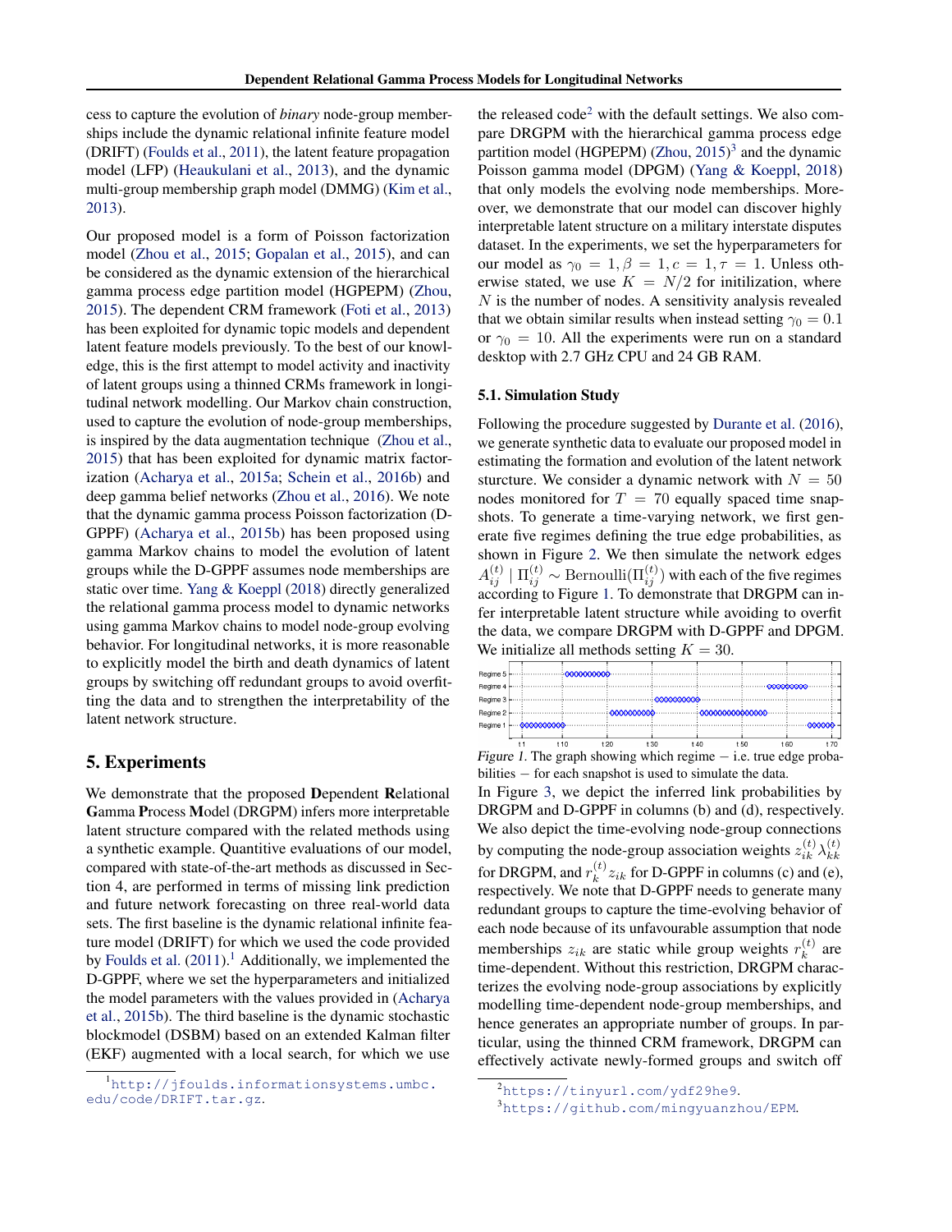cess to capture the evolution of *binary* node-group memberships include the dynamic relational infinite feature model (DRIFT) (Foulds et al., 2011), the latent feature propagation model (LFP) (Heaukulani et al., 2013), and the dynamic multi-group membership graph model (DMMG) (Kim et al., 2013).

Our proposed model is a form of Poisson factorization model (Zhou et al., 2015; Gopalan et al., 2015), and can be considered as the dynamic extension of the hierarchical gamma process edge partition model (HGPEPM) (Zhou, 2015). The dependent CRM framework (Foti et al., 2013) has been exploited for dynamic topic models and dependent latent feature models previously. To the best of our knowledge, this is the first attempt to model activity and inactivity of latent groups using a thinned CRMs framework in longitudinal network modelling. Our Markov chain construction, used to capture the evolution of node-group memberships, is inspired by the data augmentation technique (Zhou et al., 2015) that has been exploited for dynamic matrix factorization (Acharya et al., 2015a; Schein et al., 2016b) and deep gamma belief networks (Zhou et al., 2016). We note that the dynamic gamma process Poisson factorization (D-GPPF) (Acharya et al., 2015b) has been proposed using gamma Markov chains to model the evolution of latent groups while the D-GPPF assumes node memberships are static over time. Yang & Koeppl (2018) directly generalized the relational gamma process model to dynamic networks using gamma Markov chains to model node-group evolving behavior. For longitudinal networks, it is more reasonable to explicitly model the birth and death dynamics of latent groups by switching off redundant groups to avoid overfitting the data and to strengthen the interpretability of the latent network structure.

# 5. Experiments

We demonstrate that the proposed **D**ependent **R**elational **G**amma **P**rocess **M**odel (DRGPM) infers more interpretable latent structure compared with the related methods using a synthetic example. Quantitive evaluations of our model, compared with state-of-the-art methods as discussed in Section 4, are performed in terms of missing link prediction and future network forecasting on three real-world data sets. The first baseline is the dynamic relational infinite feature model (DRIFT) for which we used the code provided by Foulds et al. (2011).[1] Additionally, we implemented the D-GPPF, where we set the hyperparameters and initialized the model parameters with the values provided in (Acharya et al., 2015b). The third baseline is the dynamic stochastic blockmodel (DSBM) based on an extended Kalman filter (EKF) augmented with a local search, for which we use the released code[2] with the default settings. We also compare DRGPM with the hierarchical gamma process edge partition model (HGPEPM) (Zhou, 2015)[3] and the dynamic Poisson gamma model (DPGM) (Yang & Koeppl, 2018) that only models the evolving node memberships. Moreover, we demonstrate that our model can discover highly interpretable latent structure on a military interstate disputes dataset. In the experiments, we set the hyperparameters for our model as $\gamma_0 = 1, \beta = 1, c = 1, \tau = 1$. Unless otherwise stated, we use $K = N/2$ for initilization, where $N$ is the number of nodes. A sensitivity analysis revealed that we obtain similar results when instead setting $\gamma_0 = 0.1$ or $\gamma_0 = 10$. All the experiments were run on a standard desktop with 2.7 GHz CPU and 24 GB RAM.

## 5.1. Simulation Study

Following the procedure suggested by Durante et al. (2016), we generate synthetic data to evaluate our proposed model in estimating the formation and evolution of the latent network sturcture. We consider a dynamic network with $N = 50$ nodes monitored for $T = 70$ equally spaced time snapshots. To generate a time-varying network, we first generate five regimes defining the true edge probabilities, as shown in Figure 2. We then simulate the network edges $A_{ij}^{(t)} \mid \Pi_{ij}^{(t)} \sim \mathrm{Bernoulli}(\Pi_{ij}^{(t)})$ with each of the five regimes according to Figure 1. To demonstrate that DRGPM can infer interpretable latent structure while avoiding to overfit the data, we compare DRGPM with D-GPPF and DPGM. We initialize all methods setting $K = 30$.

*Figure 1.* The graph showing which regime — i.e. true edge probabilities — for each snapshot is used to simulate the data.

In Figure 3, we depict the inferred link probabilities by DRGPM and D-GPPF in columns (b) and (d), respectively. We also depict the time-evolving node-group connections by computing the node-group association weights $z_{ik}^{(t)} \lambda_{kk}^{(t)}$ for DRGPM, and $r_k^{(t)} z_{ik}$ for D-GPPF in columns (c) and (e), respectively. We note that D-GPPF needs to generate many redundant groups to capture the time-evolving behavior of each node because of its unfavourable assumption that node memberships $z_{ik}$ are static while group weights $r_k^{(t)}$ are time-dependent. Without this restriction, DRGPM characterizes the evolving node-group associations by explicitly modelling time-dependent node-group memberships, and hence generates an appropriate number of groups. In particular, using the thinned CRM framework, DRGPM can effectively activate newly-formed groups and switch off

[1] http://jfoulds.informationsystems.umbc.edu/code/DRIFT.tar.gz.

[2] https://tinyurl.com/ydf29he9.

[3] https://github.com/mingyuanzhou/EPM.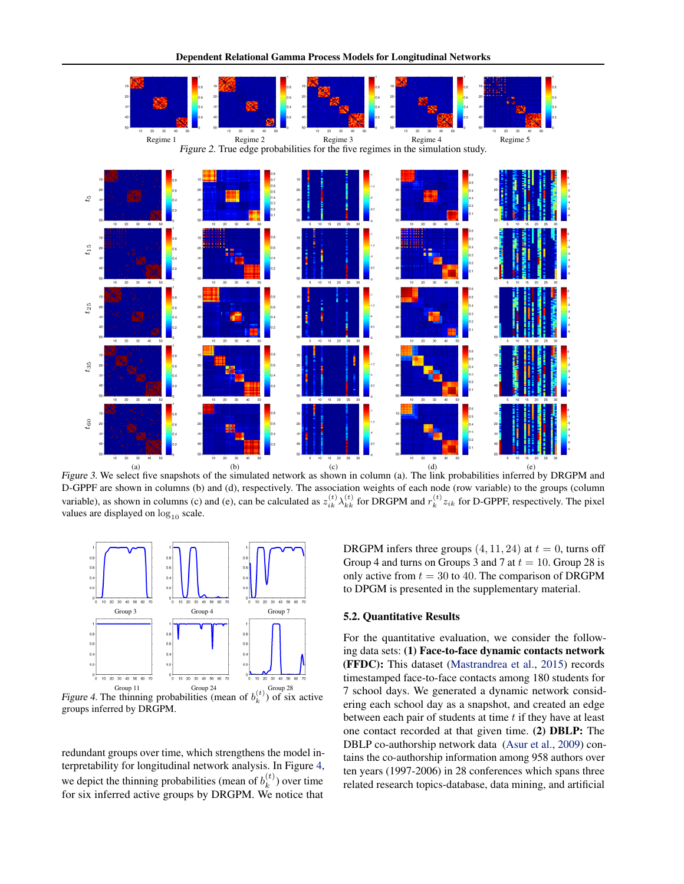*Figure 2.* True edge probabilities for the five regimes in the simulation study.

*Figure 3.* We select five snapshots of the simulated network as shown in column (a). The link probabilities inferred by DRGPM and D-GPPF are shown in columns (b) and (d), respectively. The association weights of each node (row variable) to the groups (column variable), as shown in columns (c) and (e), can be calculated as $z_{ik}^{(t)}\lambda_{kk}^{(t)}$ for DRGPM and $r_k^{(t)}z_{ik}$ for D-GPPF, respectively. The pixel values are displayed on $\log_{10}$ scale.

*Figure 4.* The thinning probabilities (mean of $b_k^{(t)}$) of six active groups inferred by DRGPM.

redundant groups over time, which strengthens the model interpretability for longitudinal network analysis. In Figure 4, we depict the thinning probabilities (mean of $b_k^{(t)}$) over time for six inferred active groups by DRGPM. We notice that DRGPM infers three groups $(4, 11, 24)$ at $t = 0$, turns off Group 4 and turns on Groups 3 and 7 at $t = 10$. Group 28 is only active from $t = 30$ to 40. The comparison of DRGPM to DPGM is presented in the supplementary material.

## 5.2. Quantitative Results

For the quantitative evaluation, we consider the following data sets: **(1) Face-to-face dynamic contacts network (FFDC):** This dataset (Mastrandrea et al., 2015) records timestamped face-to-face contacts among 180 students for 7 school days. We generated a dynamic network considering each school day as a snapshot, and created an edge between each pair of students at time $t$ if they have at least one contact recorded at that given time. **(2) DBLP:** The DBLP co-authorship network data (Asur et al., 2009) contains the co-authorship information among 958 authors over ten years (1997-2006) in 28 conferences which spans three related research topics-database, data mining, and artificial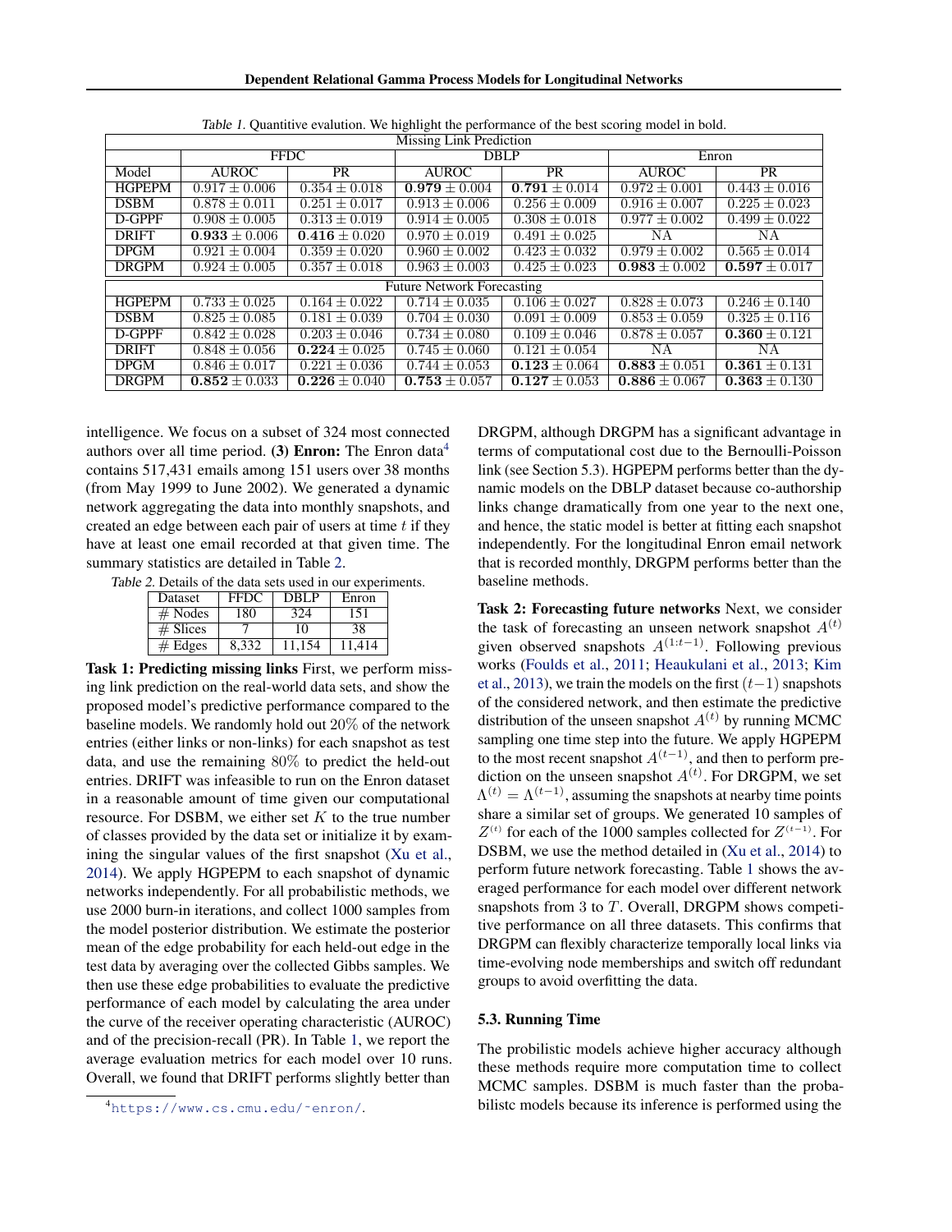Table 1. Quantitive evalution. We highlight the performance of the best scoring model in bold.

| Missing Link Prediction | | | | | | |
|---|---|---|---|---|---|---|
| | FFDC | | DBLP | | Enron | |
| Model | AUROC | PR | AUROC | PR | AUROC | PR |
| HGPEPM | $0.917 \pm 0.006$ | $0.354 \pm 0.018$ | $\mathbf{0.979} \pm 0.004$ | $\mathbf{0.791} \pm 0.014$ | $0.972 \pm 0.001$ | $0.443 \pm 0.016$ |
| DSBM | $0.878 \pm 0.011$ | $0.251 \pm 0.017$ | $0.913 \pm 0.006$ | $0.256 \pm 0.009$ | $0.916 \pm 0.007$ | $0.225 \pm 0.023$ |
| D-GPPF | $0.908 \pm 0.005$ | $0.313 \pm 0.019$ | $0.914 \pm 0.005$ | $0.308 \pm 0.018$ | $0.977 \pm 0.002$ | $0.499 \pm 0.022$ |
| DRIFT | $\mathbf{0.933} \pm 0.006$ | $\mathbf{0.416} \pm 0.020$ | $0.970 \pm 0.019$ | $0.491 \pm 0.025$ | NA | NA |
| DPGM | $0.921 \pm 0.004$ | $0.359 \pm 0.020$ | $0.960 \pm 0.002$ | $0.423 \pm 0.032$ | $0.979 \pm 0.002$ | $0.565 \pm 0.014$ |
| DRGPM | $0.924 \pm 0.005$ | $0.357 \pm 0.018$ | $0.963 \pm 0.003$ | $0.425 \pm 0.023$ | $\mathbf{0.983} \pm 0.002$ | $\mathbf{0.597} \pm 0.017$ |
| Future Network Forecasting | | | | | | |
| HGPEPM | $0.733 \pm 0.025$ | $0.164 \pm 0.022$ | $0.714 \pm 0.035$ | $0.106 \pm 0.027$ | $0.828 \pm 0.073$ | $0.246 \pm 0.140$ |
| DSBM | $0.825 \pm 0.085$ | $0.181 \pm 0.039$ | $0.704 \pm 0.030$ | $0.091 \pm 0.009$ | $0.853 \pm 0.059$ | $0.325 \pm 0.116$ |
| D-GPPF | $0.842 \pm 0.028$ | $0.203 \pm 0.046$ | $0.734 \pm 0.080$ | $0.109 \pm 0.046$ | $0.878 \pm 0.057$ | $\mathbf{0.360} \pm 0.121$ |
| DRIFT | $0.848 \pm 0.056$ | $\mathbf{0.224} \pm 0.025$ | $0.745 \pm 0.060$ | $0.121 \pm 0.054$ | NA | NA |
| DPGM | $0.846 \pm 0.017$ | $0.221 \pm 0.036$ | $0.744 \pm 0.053$ | $\mathbf{0.123} \pm 0.064$ | $\mathbf{0.883} \pm 0.051$ | $\mathbf{0.361} \pm 0.131$ |
| DRGPM | $\mathbf{0.852} \pm 0.033$ | $\mathbf{0.226} \pm 0.040$ | $\mathbf{0.753} \pm 0.057$ | $\mathbf{0.127} \pm 0.053$ | $\mathbf{0.886} \pm 0.067$ | $\mathbf{0.363} \pm 0.130$ |

intelligence. We focus on a subset of 324 most connected authors over all time period. **(3) Enron:** The Enron data[4] contains 517,431 emails among 151 users over 38 months (from May 1999 to June 2002). We generated a dynamic network aggregating the data into monthly snapshots, and created an edge between each pair of users at time $t$ if they have at least one email recorded at that given time. The summary statistics are detailed in Table 2.

Table 2. Details of the data sets used in our experiments.

| Dataset | FFDC | DBLP | Enron |
|---|---|---|---|
| # Nodes | 180 | 324 | 151 |
| # Slices | 7 | 10 | 38 |
| # Edges | 8,332 | 11,154 | 11,414 |

**Task 1: Predicting missing links** First, we perform missing link prediction on the real-world data sets, and show the proposed model's predictive performance compared to the baseline models. We randomly hold out 20% of the network entries (either links or non-links) for each snapshot as test data, and use the remaining 80% to predict the held-out entries. DRIFT was infeasible to run on the Enron dataset in a reasonable amount of time given our computational resource. For DSBM, we either set $K$ to the true number of classes provided by the data set or initialize it by examining the singular values of the first snapshot (Xu et al., 2014). We apply HGPEPM to each snapshot of dynamic networks independently. For all probabilistic methods, we use 2000 burn-in iterations, and collect 1000 samples from the model posterior distribution. We estimate the posterior mean of the edge probability for each held-out edge in the test data by averaging over the collected Gibbs samples. We then use these edge probabilities to evaluate the predictive performance of each model by calculating the area under the curve of the receiver operating characteristic (AUROC) and of the precision-recall (PR). In Table 1, we report the average evaluation metrics for each model over 10 runs. Overall, we found that DRIFT performs slightly better than DRGPM, although DRGPM has a significant advantage in terms of computational cost due to the Bernoulli-Poisson link (see Section 5.3). HGPEPM performs better than the dynamic models on the DBLP dataset because co-authorship links change dramatically from one year to the next one, and hence, the static model is better at fitting each snapshot independently. For the longitudinal Enron email network that is recorded monthly, DRGPM performs better than the baseline methods.

**Task 2: Forecasting future networks** Next, we consider the task of forecasting an unseen network snapshot $A^{(t)}$ given observed snapshots $A^{(1:t-1)}$. Following previous works (Foulds et al., 2011; Heaukulani et al., 2013; Kim et al., 2013), we train the models on the first $(t-1)$ snapshots of the considered network, and then estimate the predictive distribution of the unseen snapshot $A^{(t)}$ by running MCMC sampling one time step into the future. We apply HGPEPM to the most recent snapshot $A^{(t-1)}$, and then to perform prediction on the unseen snapshot $A^{(t)}$. For DRGPM, we set $\Lambda^{(t)} = \Lambda^{(t-1)}$, assuming the snapshots at nearby time points share a similar set of groups. We generated 10 samples of $Z^{(t)}$ for each of the 1000 samples collected for $Z^{(t-1)}$. For DSBM, we use the method detailed in (Xu et al., 2014) to perform future network forecasting. Table 1 shows the averaged performance for each model over different network snapshots from 3 to $T$. Overall, DRGPM shows competitive performance on all three datasets. This confirms that DRGPM can flexibly characterize temporally local links via time-evolving node memberships and switch off redundant groups to avoid overfitting the data.

### 5.3. Running Time

The probilistic models achieve higher accuracy although these methods require more computation time to collect MCMC samples. DSBM is much faster than the probabilistc models because its inference is performed using the

[4] https://www.cs.cmu.edu/~enron/.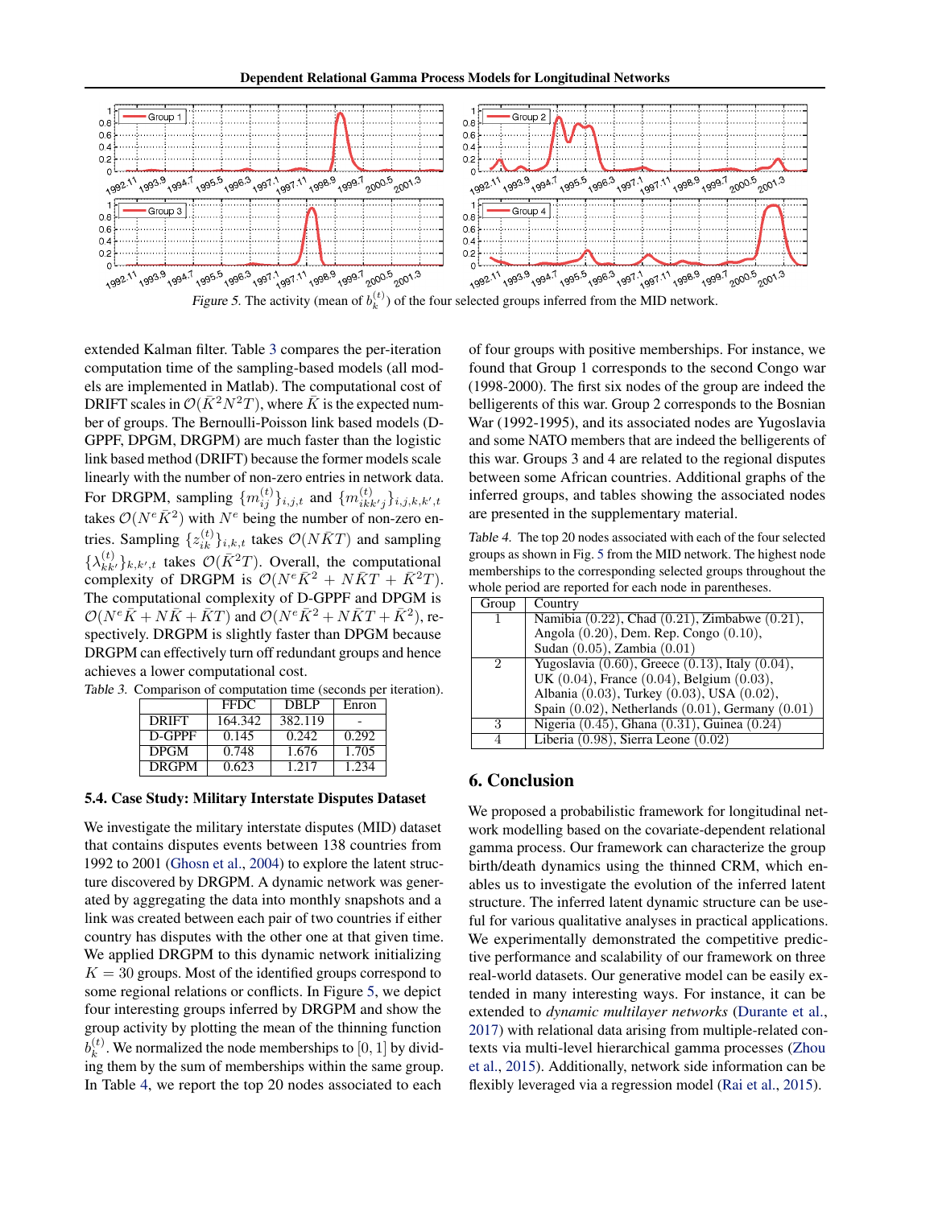*Figure 5.* The activity (mean of $b_k^{(t)}$) of the four selected groups inferred from the MID network.

extended Kalman filter. Table 3 compares the per-iteration computation time of the sampling-based models (all models are implemented in Matlab). The computational cost of DRIFT scales in $\mathcal{O}(\bar{K}^2N^2T)$, where $\bar{K}$ is the expected number of groups. The Bernoulli-Poisson link based models (D-GPPF, DPGM, DRGPM) are much faster than the logistic link based method (DRIFT) because the former models scale linearly with the number of non-zero entries in network data. For DRGPM, sampling $\{m_{ij}^{(t)}\}_{i,j,t}$ and $\{m_{ikk'j}^{(t)}\}_{i,j,k,k',t}$ takes $\mathcal{O}(N^e\bar{K}^2)$ with $N^e$ being the number of non-zero entries. Sampling $\{z_{ik}^{(t)}\}_{i,k,t}$ takes $\mathcal{O}(N\bar{K}T)$ and sampling $\{\lambda_{kk'}^{(t)}\}_{k,k',t}$ takes $\mathcal{O}(\bar{K}^2T)$. Overall, the computational complexity of DRGPM is $\mathcal{O}(N^e\bar{K}^2 + N\bar{K}T + \bar{K}^2T)$. The computational complexity of D-GPPF and DPGM is $\mathcal{O}(N^e\bar{K} + N\bar{K} + \bar{K}T)$ and $\mathcal{O}(N^e\bar{K}^2 + N\bar{K}T + \bar{K}^2)$, respectively. DRGPM is slightly faster than DPGM because DRGPM can effectively turn off redundant groups and hence achieves a lower computational cost.

*Table 3.* Comparison of computation time (seconds per iteration).

| | FFDC | DBLP | Enron |
|---|---|---|---|
| DRIFT | 164.342 | 382.119 | - |
| D-GPPF | 0.145 | 0.242 | 0.292 |
| DPGM | 0.748 | 1.676 | 1.705 |
| DRGPM | 0.623 | 1.217 | 1.234 |

### 5.4. Case Study: Military Interstate Disputes Dataset

We investigate the military interstate disputes (MID) dataset that contains disputes events between 138 countries from 1992 to 2001 (Ghosn et al., 2004) to explore the latent structure discovered by DRGPM. A dynamic network was generated by aggregating the data into monthly snapshots and a link was created between each pair of two countries if either country has disputes with the other one at that given time. We applied DRGPM to this dynamic network initializing $K = 30$ groups. Most of the identified groups correspond to some regional relations or conflicts. In Figure 5, we depict four interesting groups inferred by DRGPM and show the group activity by plotting the mean of the thinning function $b_k^{(t)}$. We normalized the node memberships to $[0, 1]$ by dividing them by the sum of memberships within the same group. In Table 4, we report the top 20 nodes associated to each of four groups with positive memberships. For instance, we found that Group 1 corresponds to the second Congo war (1998-2000). The first six nodes of the group are indeed the belligerents of this war. Group 2 corresponds to the Bosnian War (1992-1995), and its associated nodes are Yugoslavia and some NATO members that are indeed the belligerents of this war. Groups 3 and 4 are related to the regional disputes between some African countries. Additional graphs of the inferred groups, and tables showing the associated nodes are presented in the supplementary material.

*Table 4.* The top 20 nodes associated with each of the four selected groups as shown in Fig. 5 from the MID network. The highest node memberships to the corresponding selected groups throughout the whole period are reported for each node in parentheses.

| Group | Country |
|---|---|
| 1 | Namibia (0.22), Chad (0.21), Zimbabwe (0.21), Angola (0.20), Dem. Rep. Congo (0.10), Sudan (0.05), Zambia (0.01) |
| 2 | Yugoslavia (0.60), Greece (0.13), Italy (0.04), UK (0.04), France (0.04), Belgium (0.03), Albania (0.03), Turkey (0.03), USA (0.02), Spain (0.02), Netherlands (0.01), Germany (0.01) |
| 3 | Nigeria (0.45), Ghana (0.31), Guinea (0.24) |
| 4 | Liberia (0.98), Sierra Leone (0.02) |

## 6. Conclusion

We proposed a probabilistic framework for longitudinal network modelling based on the covariate-dependent relational gamma process. Our framework can characterize the group birth/death dynamics using the thinned CRM, which enables us to investigate the evolution of the inferred latent structure. The inferred latent dynamic structure can be useful for various qualitative analyses in practical applications. We experimentally demonstrated the competitive predictive performance and scalability of our framework on three real-world datasets. Our generative model can be easily extended in many interesting ways. For instance, it can be extended to *dynamic multilayer networks* (Durante et al., 2017) with relational data arising from multiple-related contexts via multi-level hierarchical gamma processes (Zhou et al., 2015). Additionally, network side information can be flexibly leveraged via a regression model (Rai et al., 2015).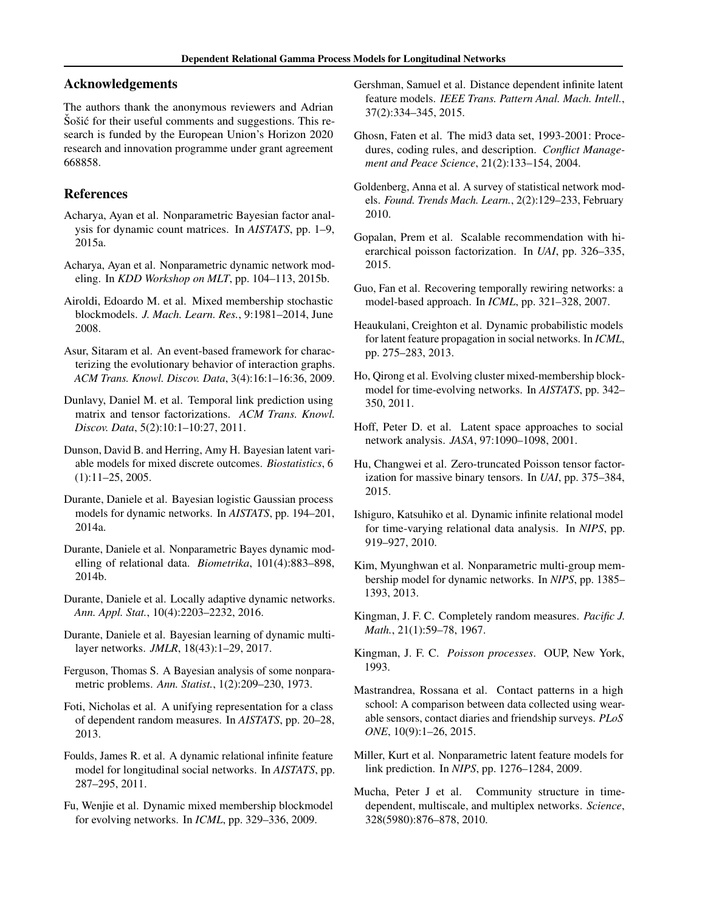## Acknowledgements

The authors thank the anonymous reviewers and Adrian Šošić for their useful comments and suggestions. This research is funded by the European Union's Horizon 2020 research and innovation programme under grant agreement 668858.

## References

Acharya, Ayan et al. Nonparametric Bayesian factor analysis for dynamic count matrices. In *AISTATS*, pp. 1–9, 2015a.

Acharya, Ayan et al. Nonparametric dynamic network modeling. In *KDD Workshop on MLT*, pp. 104–113, 2015b.

Airoldi, Edoardo M. et al. Mixed membership stochastic blockmodels. *J. Mach. Learn. Res.*, 9:1981–2014, June 2008.

Asur, Sitaram et al. An event-based framework for characterizing the evolutionary behavior of interaction graphs. *ACM Trans. Knowl. Discov. Data*, 3(4):16:1–16:36, 2009.

Dunlavy, Daniel M. et al. Temporal link prediction using matrix and tensor factorizations. *ACM Trans. Knowl. Discov. Data*, 5(2):10:1–10:27, 2011.

Dunson, David B. and Herring, Amy H. Bayesian latent variable models for mixed discrete outcomes. *Biostatistics*, 6 (1):11–25, 2005.

Durante, Daniele et al. Bayesian logistic Gaussian process models for dynamic networks. In *AISTATS*, pp. 194–201, 2014a.

Durante, Daniele et al. Nonparametric Bayes dynamic modelling of relational data. *Biometrika*, 101(4):883–898, 2014b.

Durante, Daniele et al. Locally adaptive dynamic networks. *Ann. Appl. Stat.*, 10(4):2203–2232, 2016.

Durante, Daniele et al. Bayesian learning of dynamic multilayer networks. *JMLR*, 18(43):1–29, 2017.

Ferguson, Thomas S. A Bayesian analysis of some nonparametric problems. *Ann. Statist.*, 1(2):209–230, 1973.

Foti, Nicholas et al. A unifying representation for a class of dependent random measures. In *AISTATS*, pp. 20–28, 2013.

Foulds, James R. et al. A dynamic relational infinite feature model for longitudinal social networks. In *AISTATS*, pp. 287–295, 2011.

Fu, Wenjie et al. Dynamic mixed membership blockmodel for evolving networks. In *ICML*, pp. 329–336, 2009.

Gershman, Samuel et al. Distance dependent infinite latent feature models. *IEEE Trans. Pattern Anal. Mach. Intell.*, 37(2):334–345, 2015.

Ghosn, Faten et al. The mid3 data set, 1993-2001: Procedures, coding rules, and description. *Conflict Management and Peace Science*, 21(2):133–154, 2004.

Goldenberg, Anna et al. A survey of statistical network models. *Found. Trends Mach. Learn.*, 2(2):129–233, February 2010.

Gopalan, Prem et al. Scalable recommendation with hierarchical poisson factorization. In *UAI*, pp. 326–335, 2015.

Guo, Fan et al. Recovering temporally rewiring networks: a model-based approach. In *ICML*, pp. 321–328, 2007.

Heaukulani, Creighton et al. Dynamic probabilistic models for latent feature propagation in social networks. In *ICML*, pp. 275–283, 2013.

Ho, Qirong et al. Evolving cluster mixed-membership blockmodel for time-evolving networks. In *AISTATS*, pp. 342–350, 2011.

Hoff, Peter D. et al. Latent space approaches to social network analysis. *JASA*, 97:1090–1098, 2001.

Hu, Changwei et al. Zero-truncated Poisson tensor factorization for massive binary tensors. In *UAI*, pp. 375–384, 2015.

Ishiguro, Katsuhiko et al. Dynamic infinite relational model for time-varying relational data analysis. In *NIPS*, pp. 919–927, 2010.

Kim, Myunghwan et al. Nonparametric multi-group membership model for dynamic networks. In *NIPS*, pp. 1385–1393, 2013.

Kingman, J. F. C. Completely random measures. *Pacific J. Math.*, 21(1):59–78, 1967.

Kingman, J. F. C. *Poisson processes*. OUP, New York, 1993.

Mastrandrea, Rossana et al. Contact patterns in a high school: A comparison between data collected using wearable sensors, contact diaries and friendship surveys. *PLoS ONE*, 10(9):1–26, 2015.

Miller, Kurt et al. Nonparametric latent feature models for link prediction. In *NIPS*, pp. 1276–1284, 2009.

Mucha, Peter J et al. Community structure in time-dependent, multiscale, and multiplex networks. *Science*, 328(5980):876–878, 2010.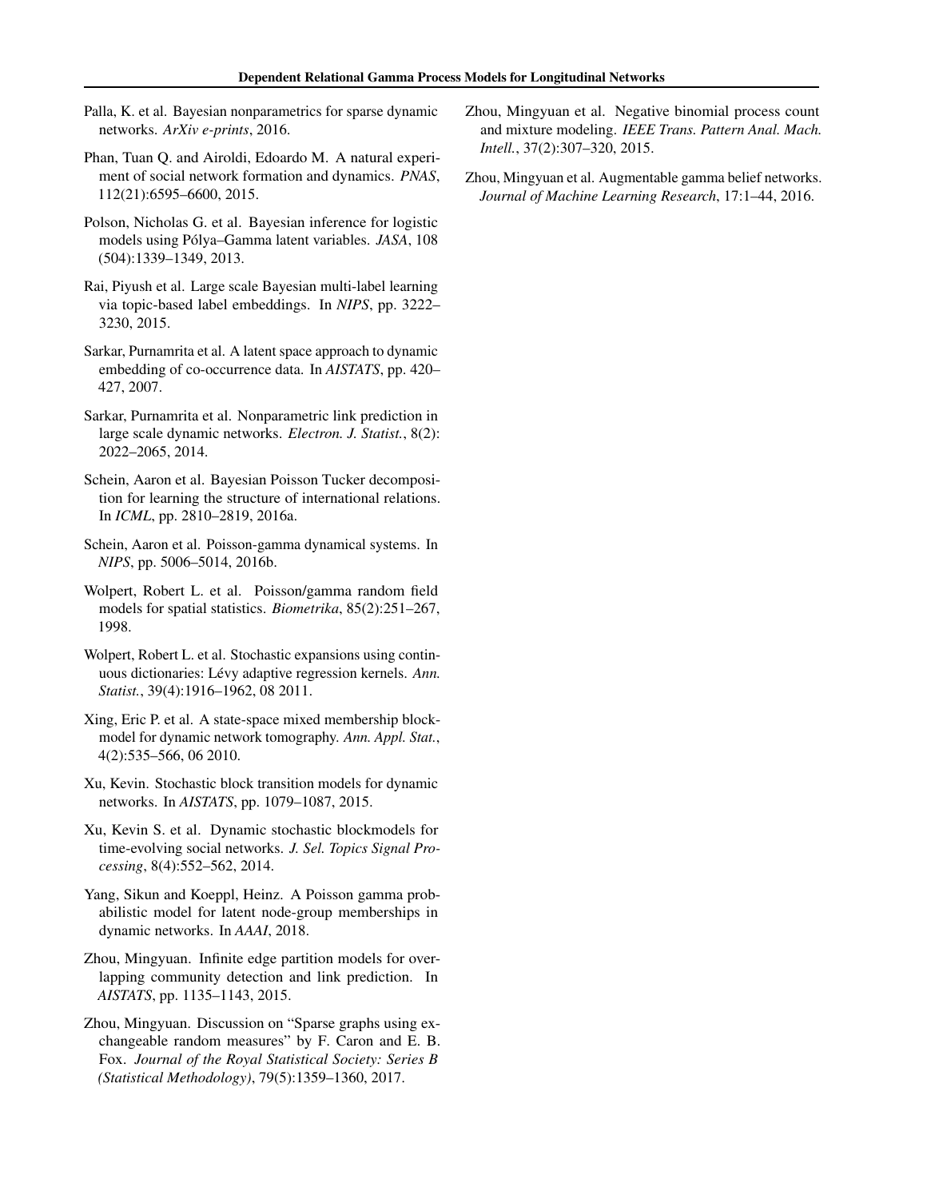Palla, K. et al. Bayesian nonparametrics for sparse dynamic networks. *ArXiv e-prints*, 2016.

Phan, Tuan Q. and Airoldi, Edoardo M. A natural experiment of social network formation and dynamics. *PNAS*, 112(21):6595–6600, 2015.

Polson, Nicholas G. et al. Bayesian inference for logistic models using Pólya–Gamma latent variables. *JASA*, 108 (504):1339–1349, 2013.

Rai, Piyush et al. Large scale Bayesian multi-label learning via topic-based label embeddings. In *NIPS*, pp. 3222–3230, 2015.

Sarkar, Purnamrita et al. A latent space approach to dynamic embedding of co-occurrence data. In *AISTATS*, pp. 420–427, 2007.

Sarkar, Purnamrita et al. Nonparametric link prediction in large scale dynamic networks. *Electron. J. Statist.*, 8(2): 2022–2065, 2014.

Schein, Aaron et al. Bayesian Poisson Tucker decomposition for learning the structure of international relations. In *ICML*, pp. 2810–2819, 2016a.

Schein, Aaron et al. Poisson-gamma dynamical systems. In *NIPS*, pp. 5006–5014, 2016b.

Wolpert, Robert L. et al. Poisson/gamma random field models for spatial statistics. *Biometrika*, 85(2):251–267, 1998.

Wolpert, Robert L. et al. Stochastic expansions using continuous dictionaries: Lévy adaptive regression kernels. *Ann. Statist.*, 39(4):1916–1962, 08 2011.

Xing, Eric P. et al. A state-space mixed membership blockmodel for dynamic network tomography. *Ann. Appl. Stat.*, 4(2):535–566, 06 2010.

Xu, Kevin. Stochastic block transition models for dynamic networks. In *AISTATS*, pp. 1079–1087, 2015.

Xu, Kevin S. et al. Dynamic stochastic blockmodels for time-evolving social networks. *J. Sel. Topics Signal Processing*, 8(4):552–562, 2014.

Yang, Sikun and Koeppl, Heinz. A Poisson gamma probabilistic model for latent node-group memberships in dynamic networks. In *AAAI*, 2018.

Zhou, Mingyuan. Infinite edge partition models for overlapping community detection and link prediction. In *AISTATS*, pp. 1135–1143, 2015.

Zhou, Mingyuan. Discussion on "Sparse graphs using exchangeable random measures" by F. Caron and E. B. Fox. *Journal of the Royal Statistical Society: Series B (Statistical Methodology)*, 79(5):1359–1360, 2017.

Zhou, Mingyuan et al. Negative binomial process count and mixture modeling. *IEEE Trans. Pattern Anal. Mach. Intell.*, 37(2):307–320, 2015.

Zhou, Mingyuan et al. Augmentable gamma belief networks. *Journal of Machine Learning Research*, 17:1–44, 2016.